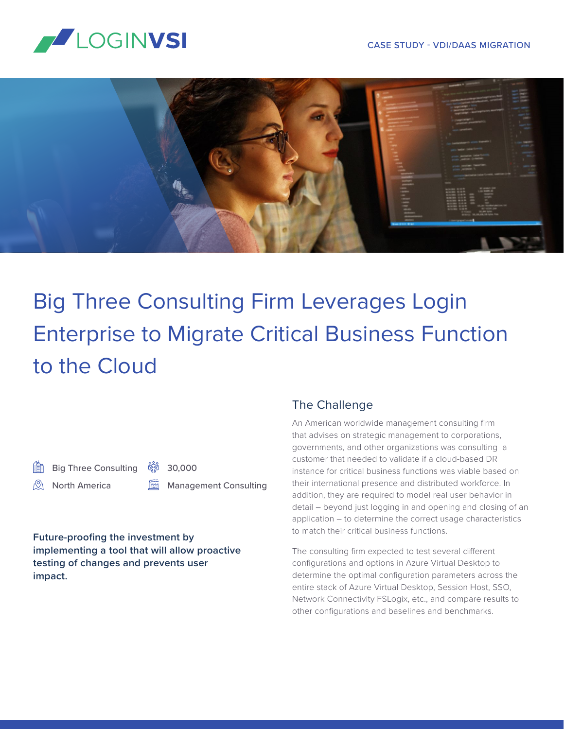LOGINVSI

CASE STUDY - VDI/DAAS MIGRATION

# Big Three Consulting Firm Leverages Login Enterprise to Migrate Critical Business Function to the Cloud

Big Three Consulting

30,000

North America

Management Consulting

**Future-proofing the investment by implementing a tool that will allow proactive testing of changes and prevents user impact.**

## The Challenge

An American worldwide management consulting firm that advises on strategic management to corporations, governments, and other organizations was consulting a customer that needed to validate if a cloud-based DR instance for critical business functions was viable based on their international presence and distributed workforce. In addition, they are required to model real user behavior in detail – beyond just logging in and opening and closing of an application – to determine the correct usage characteristics to match their critical business functions.

The consulting firm expected to test several different configurations and options in Azure Virtual Desktop to determine the optimal configuration parameters across the entire stack of Azure Virtual Desktop, Session Host, SSO, Network Connectivity FSLogix, etc., and compare results to other configurations and baselines and benchmarks.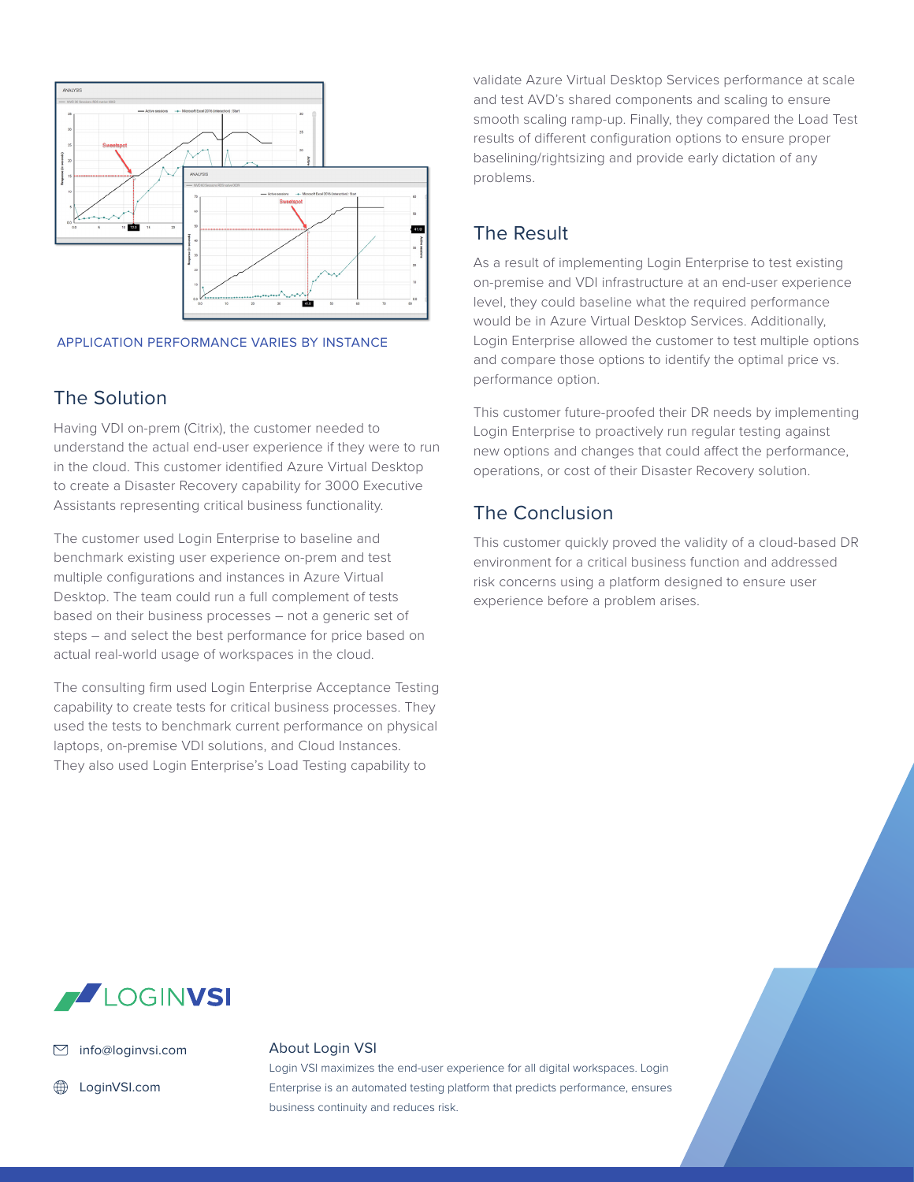APPLICATION PERFORMANCE VARIES BY INSTANCE

## The Solution

Having VDI on-prem (Citrix), the customer needed to understand the actual end-user experience if they were to run in the cloud. This customer identified Azure Virtual Desktop to create a Disaster Recovery capability for 3000 Executive Assistants representing critical business functionality.

The customer used Login Enterprise to baseline and benchmark existing user experience on-prem and test multiple configurations and instances in Azure Virtual Desktop. The team could run a full complement of tests based on their business processes – not a generic set of steps – and select the best performance for price based on actual real-world usage of workspaces in the cloud.

The consulting firm used Login Enterprise Acceptance Testing capability to create tests for critical business processes. They used the tests to benchmark current performance on physical laptops, on-premise VDI solutions, and Cloud Instances. They also used Login Enterprise's Load Testing capability to validate Azure Virtual Desktop Services performance at scale and test AVD's shared components and scaling to ensure smooth scaling ramp-up. Finally, they compared the Load Test results of different configuration options to ensure proper baselining/rightsizing and provide early dictation of any problems.

## The Result

As a result of implementing Login Enterprise to test existing on-premise and VDI infrastructure at an end-user experience level, they could baseline what the required performance would be in Azure Virtual Desktop Services. Additionally, Login Enterprise allowed the customer to test multiple options and compare those options to identify the optimal price vs. performance option.

This customer future-proofed their DR needs by implementing Login Enterprise to proactively run regular testing against new options and changes that could affect the performance, operations, or cost of their Disaster Recovery solution.

## The Conclusion

This customer quickly proved the validity of a cloud-based DR environment for a critical business function and addressed risk concerns using a platform designed to ensure user experience before a problem arises.

LOGINVSI

info@loginvsi.com

LoginVSI.com

### About Login VSI

Login VSI maximizes the end-user experience for all digital workspaces. Login Enterprise is an automated testing platform that predicts performance, ensures business continuity and reduces risk.